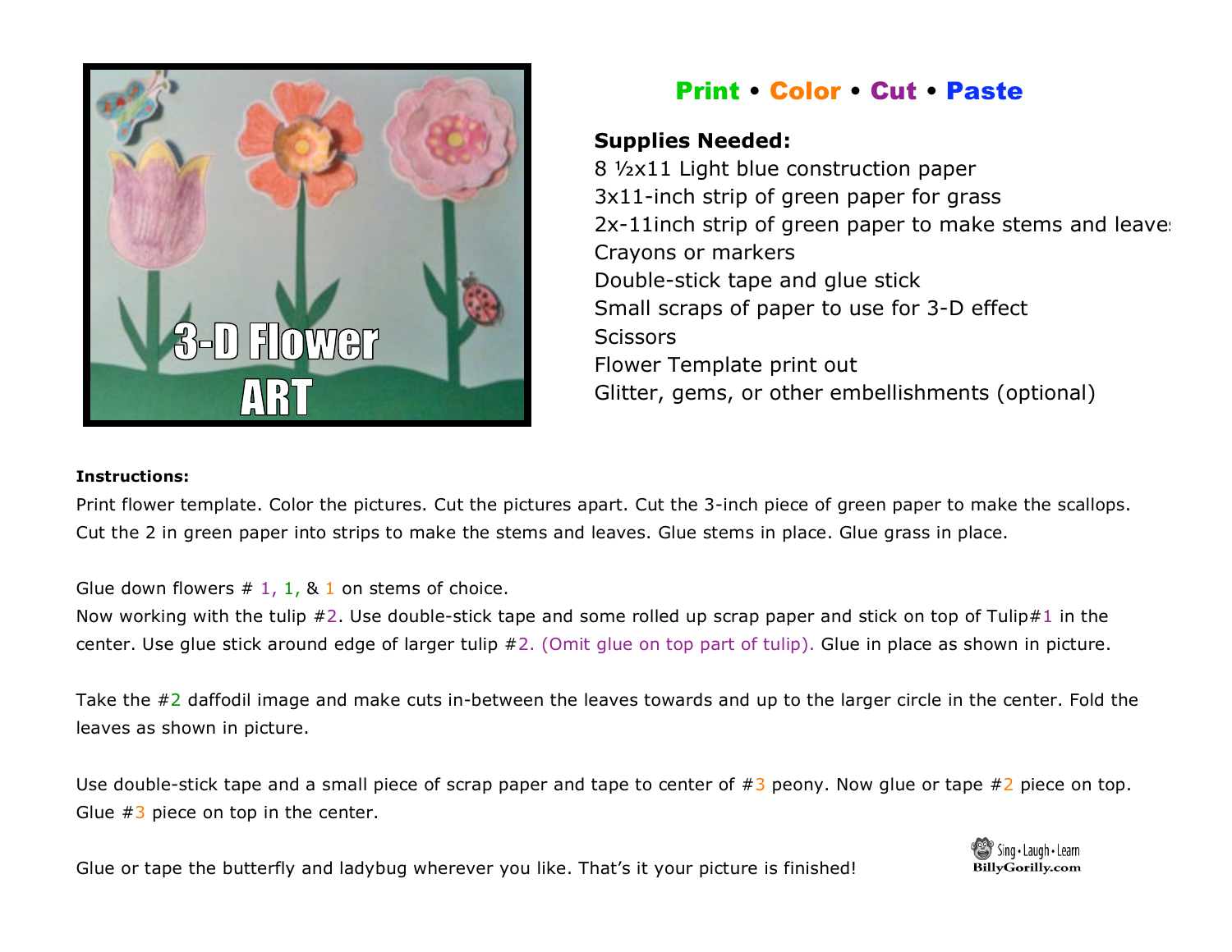## Print • Color • Cut • Paste

**Supplies Needed:**

8 ½x11 Light blue construction paper
3x11-inch strip of green paper for grass
2x-11inch strip of green paper to make stems and leaves
Crayons or markers
Double-stick tape and glue stick
Small scraps of paper to use for 3-D effect
Scissors
Flower Template print out
Glitter, gems, or other embellishments (optional)

**Instructions:**

Print flower template. Color the pictures. Cut the pictures apart. Cut the 3-inch piece of green paper to make the scallops. Cut the 2 in green paper into strips to make the stems and leaves. Glue stems in place. Glue grass in place.

Glue down flowers # 1, 1, & 1 on stems of choice.
Now working with the tulip #2. Use double-stick tape and some rolled up scrap paper and stick on top of Tulip#1 in the center. Use glue stick around edge of larger tulip #2. (Omit glue on top part of tulip). Glue in place as shown in picture.

Take the #2 daffodil image and make cuts in-between the leaves towards and up to the larger circle in the center. Fold the leaves as shown in picture.

Use double-stick tape and a small piece of scrap paper and tape to center of #3 peony. Now glue or tape #2 piece on top. Glue #3 piece on top in the center.

Glue or tape the butterfly and ladybug wherever you like. That's it your picture is finished!

Sing • Laugh • Learn
BillyGorilly.com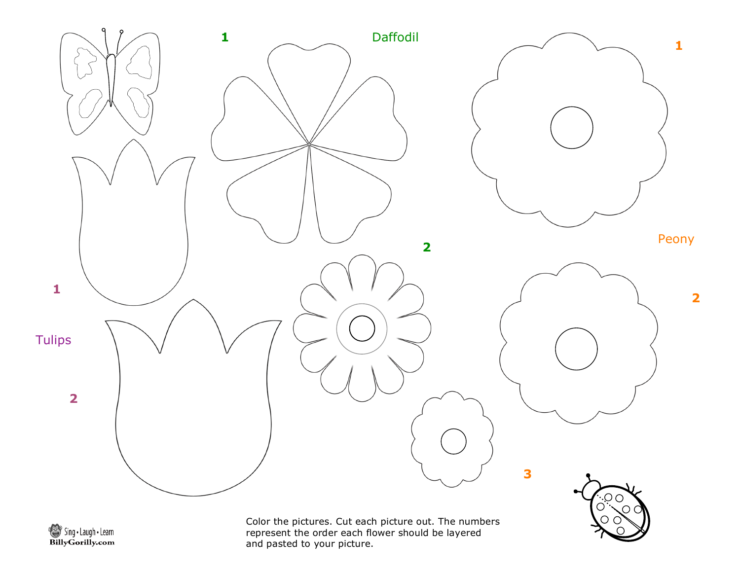1

Daffodil

1

Peony

2

1

Tulips

2

2

3

Sing • Laugh • Learn
BillyGorilly.com

Color the pictures. Cut each picture out. The numbers represent the order each flower should be layered and pasted to your picture.